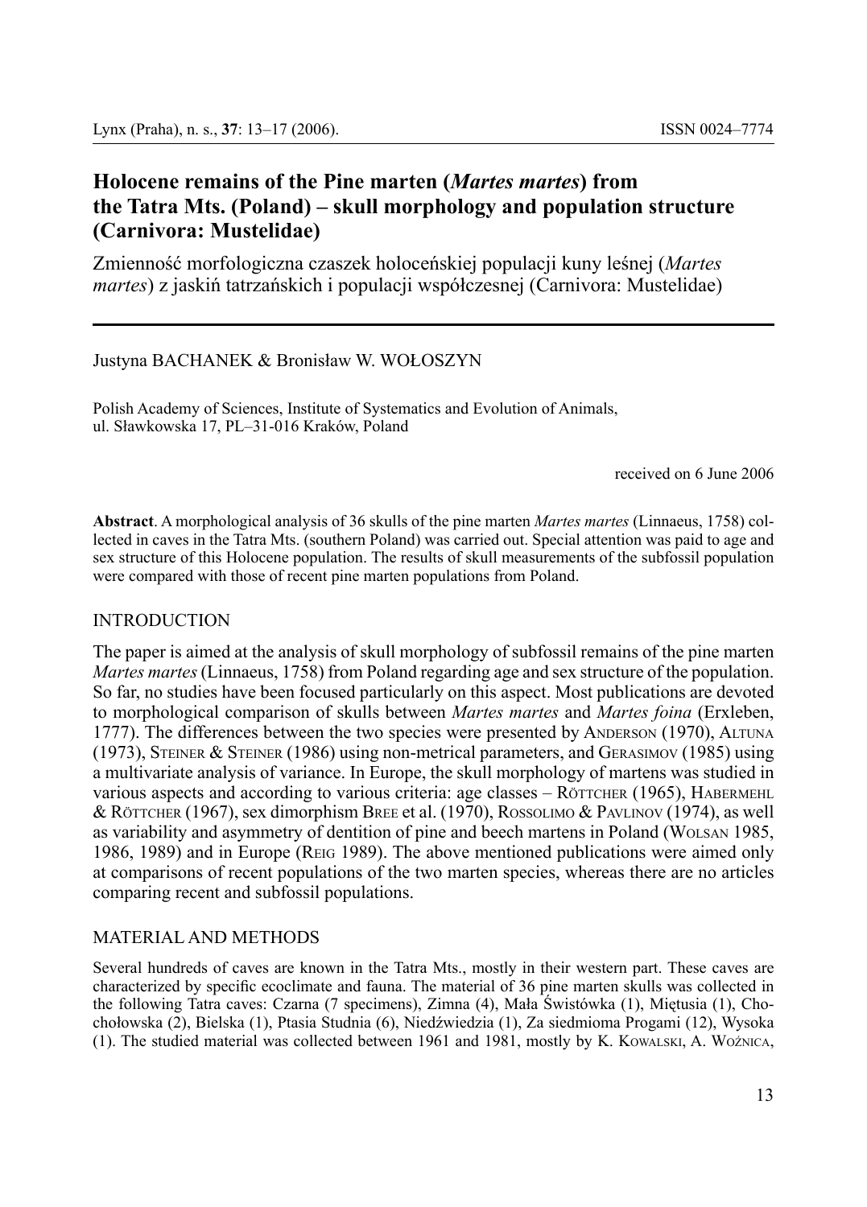# Holocene remains of the Pine marten (*Martes martes*) from the Tatra Mts. (Poland) – skull morphology and population structure (Carnivora: Mustelidae)

Zmienność morfologiczna czaszek holoceńskiej populacji kuny leśnej (*Martes martes*) z jaskiń tatrzańskich i populacji współczesnej (Carnivora: Mustelidae)

Justyna BACHANEK & Bronisław W. WOŁOSZYN

Polish Academy of Sciences, Institute of Systematics and Evolution of Animals, ul. Sławkowska 17, PL–31-016 Kraków, Poland

received on 6 June 2006

**Abstract**. A morphological analysis of 36 skulls of the pine marten *Martes martes* (Linnaeus, 1758) collected in caves in the Tatra Mts. (southern Poland) was carried out. Special attention was paid to age and sex structure of this Holocene population. The results of skull measurements of the subfossil population were compared with those of recent pine marten populations from Poland.

## INTRODUCTION

The paper is aimed at the analysis of skull morphology of subfossil remains of the pine marten *Martes martes* (Linnaeus, 1758) from Poland regarding age and sex structure of the population. So far, no studies have been focused particularly on this aspect. Most publications are devoted to morphological comparison of skulls between *Martes martes* and *Martes foina* (Erxleben, 1777). The differences between the two species were presented by Anderson (1970), Altuna (1973), Steiner & Steiner (1986) using non-metrical parameters, and Gerasimov (1985) using a multivariate analysis of variance. In Europe, the skull morphology of martens was studied in various aspects and according to various criteria: age classes – Röttcher (1965), Habermehl & Röttcher (1967), sex dimorphism Bree et al. (1970), Rossolimo & Pavlinov (1974), as well as variability and asymmetry of dentition of pine and beech martens in Poland (Wolsan 1985, 1986, 1989) and in Europe (Reig 1989). The above mentioned publications were aimed only at comparisons of recent populations of the two marten species, whereas there are no articles comparing recent and subfossil populations.

## MATERIAL AND METHODS

Several hundreds of caves are known in the Tatra Mts., mostly in their western part. These caves are characterized by specific ecoclimate and fauna. The material of 36 pine marten skulls was collected in the following Tatra caves: Czarna (7 specimens), Zimna (4), Mała Świstówka (1), Miętusia (1), Chochołowska (2), Bielska (1), Ptasia Studnia (6), Niedźwiedzia (1), Za siedmioma Progami (12), Wysoka (1). The studied material was collected between 1961 and 1981, mostly by K. Kowalski, A. Woźnica,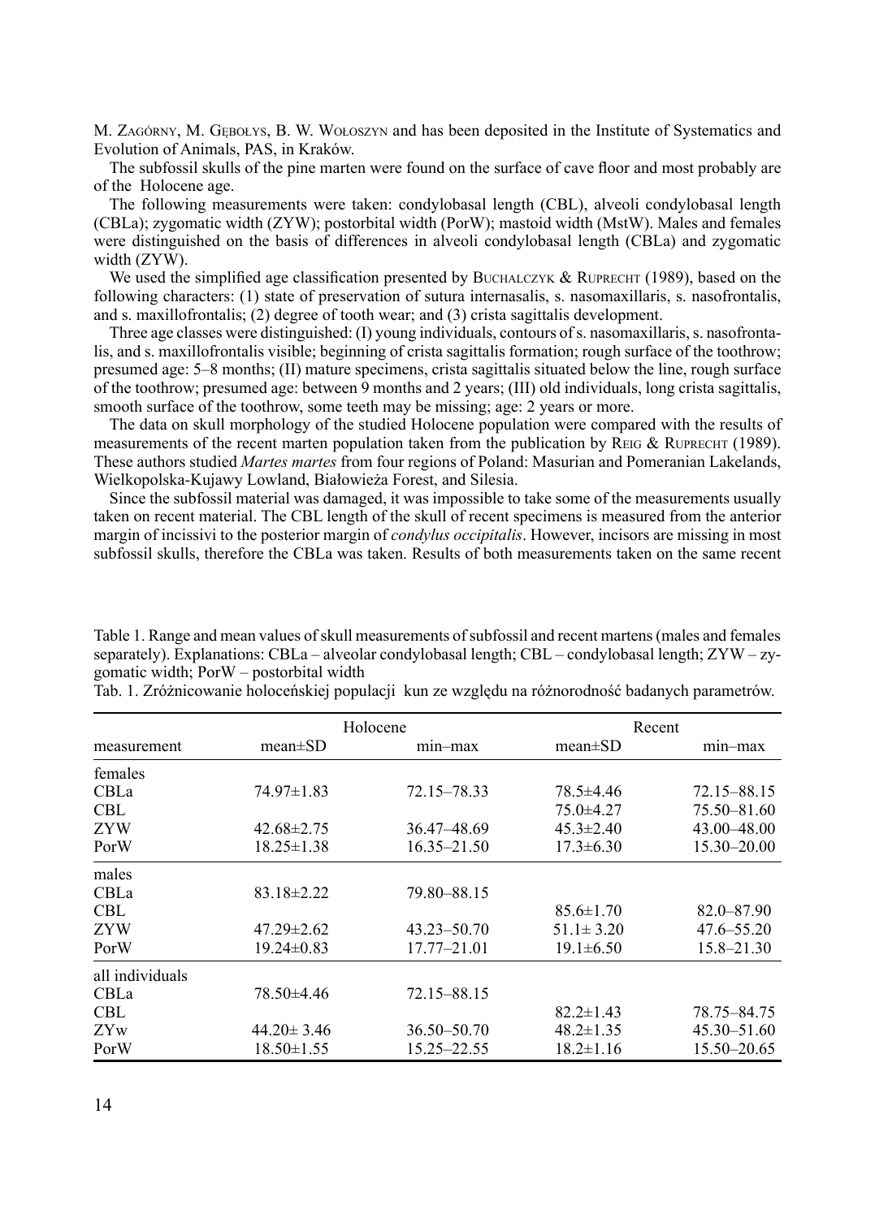M. Zagórny, M. Gębołys, B. W. Wołoszyn and has been deposited in the Institute of Systematics and Evolution of Animals, PAS, in Kraków.

The subfossil skulls of the pine marten were found on the surface of cave floor and most probably are of the Holocene age.

The following measurements were taken: condylobasal length (CBL), alveoli condylobasal length (CBLa); zygomatic width (ZYW); postorbital width (PorW); mastoid width (MstW). Males and females were distinguished on the basis of differences in alveoli condylobasal length (CBLa) and zygomatic width (ZYW).

We used the simplified age classification presented by Buchalczyk & Ruprecht (1989), based on the following characters: (1) state of preservation of sutura internasalis, s. nasomaxillaris, s. nasofrontalis, and s. maxillofrontalis; (2) degree of tooth wear; and (3) crista sagittalis development.

Three age classes were distinguished: (I) young individuals, contours of s. nasomaxillaris, s. nasofrontalis, and s. maxillofrontalis visible; beginning of crista sagittalis formation; rough surface of the toothrow; presumed age: 5–8 months; (II) mature specimens, crista sagittalis situated below the line, rough surface of the toothrow; presumed age: between 9 months and 2 years; (III) old individuals, long crista sagittalis, smooth surface of the toothrow, some teeth may be missing; age: 2 years or more.

The data on skull morphology of the studied Holocene population were compared with the results of measurements of the recent marten population taken from the publication by Reig & Ruprecht (1989). These authors studied *Martes martes* from four regions of Poland: Masurian and Pomeranian Lakelands, Wielkopolska-Kujawy Lowland, Białowieża Forest, and Silesia.

Since the subfossil material was damaged, it was impossible to take some of the measurements usually taken on recent material. The CBL length of the skull of recent specimens is measured from the anterior margin of incissivi to the posterior margin of *condylus occipitalis*. However, incisors are missing in most subfossil skulls, therefore the CBLa was taken. Results of both measurements taken on the same recent

Table 1. Range and mean values of skull measurements of subfossil and recent martens (males and females separately). Explanations: CBLa – alveolar condylobasal length; CBL – condylobasal length; ZYW – zygomatic width; PorW – postorbital width

Tab. 1. Zróżnicowanie holoceńskiej populacji kun ze względu na różnorodność badanych parametrów.

| | Holocene | | Recent | |
|---|---|---|---|---|
| measurement | mean±SD | min–max | mean±SD | min–max |
| females | | | | |
| CBLa | 74.97±1.83 | 72.15–78.33 | 78.5±4.46 | 72.15–88.15 |
| CBL | | | 75.0±4.27 | 75.50–81.60 |
| ZYW | 42.68±2.75 | 36.47–48.69 | 45.3±2.40 | 43.00–48.00 |
| PorW | 18.25±1.38 | 16.35–21.50 | 17.3±6.30 | 15.30–20.00 |
| males | | | | |
| CBLa | 83.18±2.22 | 79.80–88.15 | | |
| CBL | | | 85.6±1.70 | 82.0–87.90 |
| ZYW | 47.29±2.62 | 43.23–50.70 | 51.1± 3.20 | 47.6–55.20 |
| PorW | 19.24±0.83 | 17.77–21.01 | 19.1±6.50 | 15.8–21.30 |
| all individuals | | | | |
| CBLa | 78.50±4.46 | 72.15–88.15 | | |
| CBL | | | 82.2±1.43 | 78.75–84.75 |
| ZYw | 44.20± 3.46 | 36.50–50.70 | 48.2±1.35 | 45.30–51.60 |
| PorW | 18.50±1.55 | 15.25–22.55 | 18.2±1.16 | 15.50–20.65 |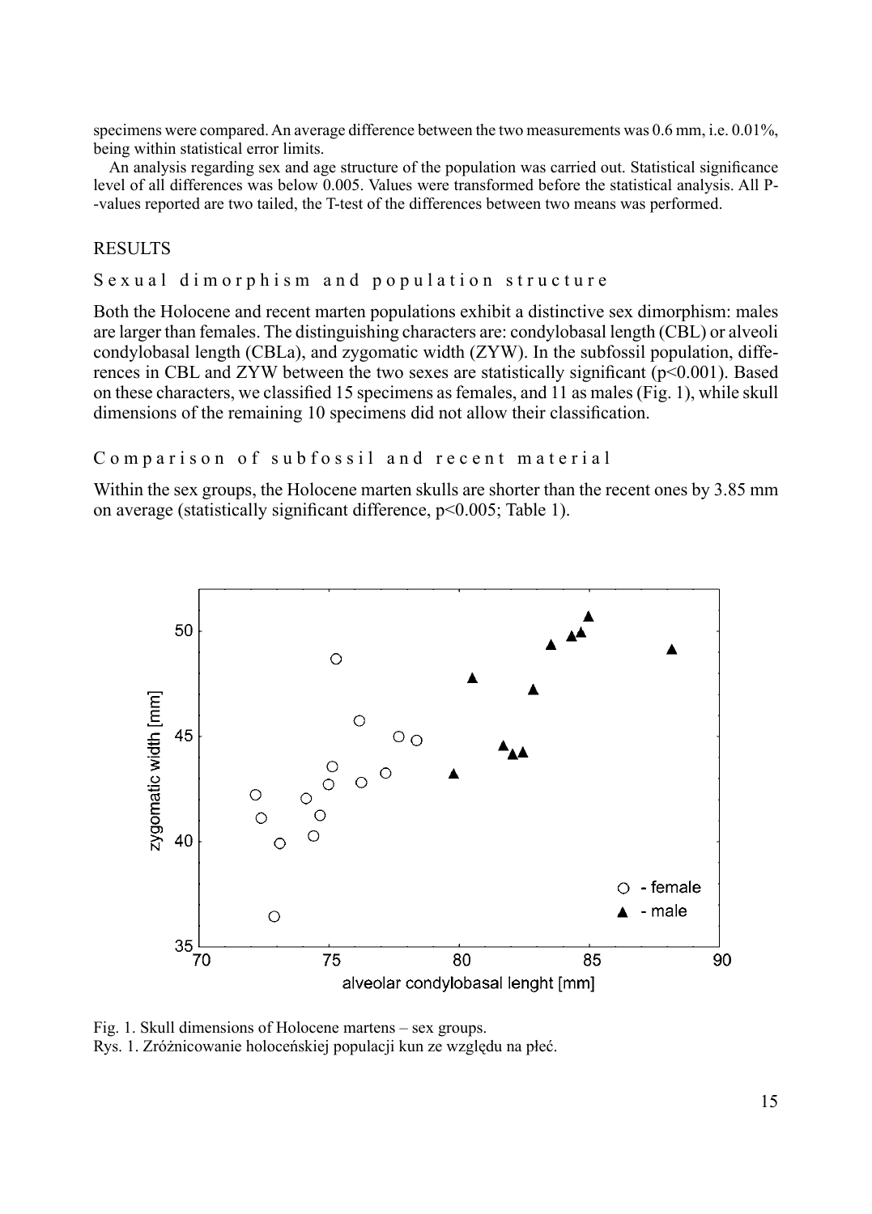specimens were compared. An average difference between the two measurements was 0.6 mm, i.e. 0.01%, being within statistical error limits.

An analysis regarding sex and age structure of the population was carried out. Statistical significance level of all differences was below 0.005. Values were transformed before the statistical analysis. All P--values reported are two tailed, the T-test of the differences between two means was performed.

## RESULTS

### Sexual dimorphism and population structure

Both the Holocene and recent marten populations exhibit a distinctive sex dimorphism: males are larger than females. The distinguishing characters are: condylobasal length (CBL) or alveoli condylobasal length (CBLa), and zygomatic width (ZYW). In the subfossil population, differences in CBL and ZYW between the two sexes are statistically significant ($p<0.001$). Based on these characters, we classified 15 specimens as females, and 11 as males (Fig. 1), while skull dimensions of the remaining 10 specimens did not allow their classification.

### Comparison of subfossil and recent material

Within the sex groups, the Holocene marten skulls are shorter than the recent ones by 3.85 mm on average (statistically significant difference, $p<0.005$; Table 1).

Fig. 1. Skull dimensions of Holocene martens – sex groups.
Rys. 1. Zróżnicowanie holoceńskiej populacji kun ze względu na płeć.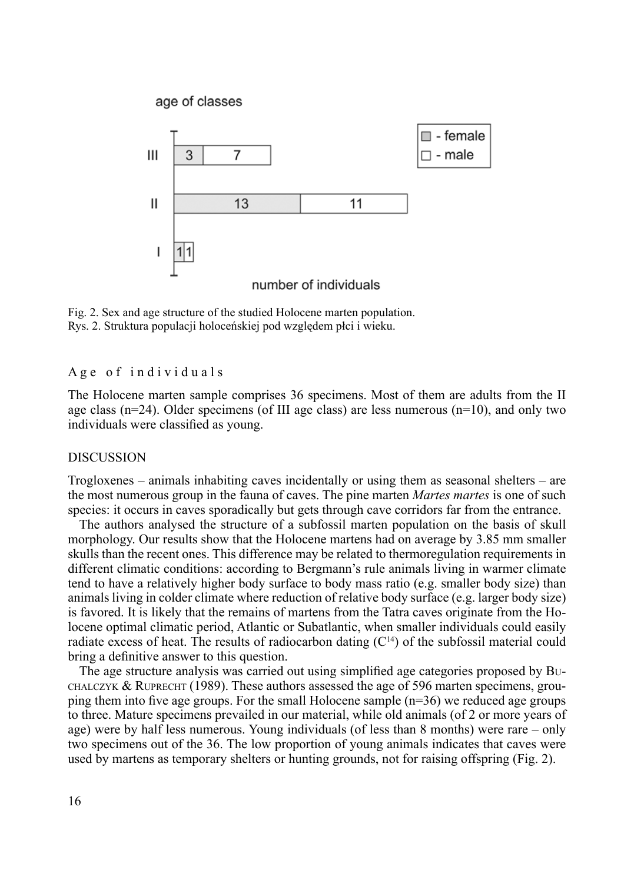Fig. 2. Sex and age structure of the studied Holocene marten population.
Rys. 2. Struktura populacji holoceńskiej pod względem płci i wieku.

### Age of individuals

The Holocene marten sample comprises 36 specimens. Most of them are adults from the II age class (n=24). Older specimens (of III age class) are less numerous (n=10), and only two individuals were classified as young.

## DISCUSSION

Trogloxenes – animals inhabiting caves incidentally or using them as seasonal shelters – are the most numerous group in the fauna of caves. The pine marten *Martes martes* is one of such species: it occurs in caves sporadically but gets through cave corridors far from the entrance.

The authors analysed the structure of a subfossil marten population on the basis of skull morphology. Our results show that the Holocene martens had on average by 3.85 mm smaller skulls than the recent ones. This difference may be related to thermoregulation requirements in different climatic conditions: according to Bergmann's rule animals living in warmer climate tend to have a relatively higher body surface to body mass ratio (e.g. smaller body size) than animals living in colder climate where reduction of relative body surface (e.g. larger body size) is favored. It is likely that the remains of martens from the Tatra caves originate from the Holocene optimal climatic period, Atlantic or Subatlantic, when smaller individuals could easily radiate excess of heat. The results of radiocarbon dating ($C^{14}$) of the subfossil material could bring a definitive answer to this question.

The age structure analysis was carried out using simplified age categories proposed by Buchalczyk & Ruprecht (1989). These authors assessed the age of 596 marten specimens, grouping them into five age groups. For the small Holocene sample (n=36) we reduced age groups to three. Mature specimens prevailed in our material, while old animals (of 2 or more years of age) were by half less numerous. Young individuals (of less than 8 months) were rare – only two specimens out of the 36. The low proportion of young animals indicates that caves were used by martens as temporary shelters or hunting grounds, not for raising offspring (Fig. 2).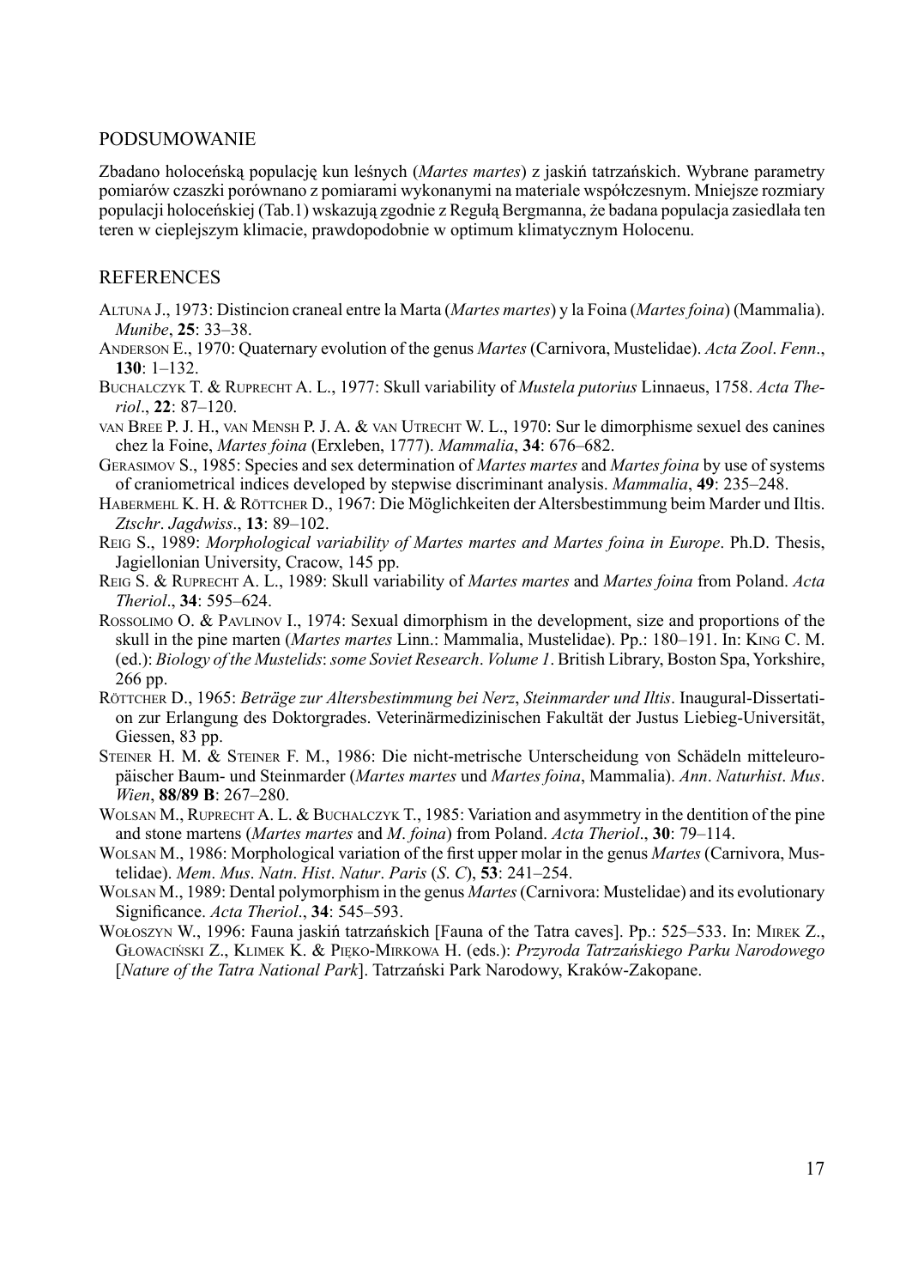## PODSUMOWANIE

Zbadano holoceńską populację kun leśnych (*Martes martes*) z jaskiń tatrzańskich. Wybrane parametry pomiarów czaszki porównano z pomiarami wykonanymi na materiale współczesnym. Mniejsze rozmiary populacji holoceńskiej (Tab.1) wskazują zgodnie z Regułą Bergmanna, że badana populacja zasiedlała ten teren w cieplejszym klimacie, prawdopodobnie w optimum klimatycznym Holocenu.

## REFERENCES

Altuna J., 1973: Distincion craneal entre la Marta (*Martes martes*) y la Foina (*Martes foina*) (Mammalia). *Munibe*, **25**: 33–38.

Anderson E., 1970: Quaternary evolution of the genus *Martes* (Carnivora, Mustelidae). *Acta Zool. Fenn.*, **130**: 1–132.

Buchalczyk T. & Ruprecht A. L., 1977: Skull variability of *Mustela putorius* Linnaeus, 1758. *Acta Theriol.*, **22**: 87–120.

van Bree P. J. H., van Mensh P. J. A. & van Utrecht W. L., 1970: Sur le dimorphisme sexuel des canines chez la Foine, *Martes foina* (Erxleben, 1777). *Mammalia*, **34**: 676–682.

Gerasimov S., 1985: Species and sex determination of *Martes martes* and *Martes foina* by use of systems of craniometrical indices developed by stepwise discriminant analysis. *Mammalia*, **49**: 235–248.

Habermehl K. H. & Röttcher D., 1967: Die Möglichkeiten der Altersbestimmung beim Marder und Iltis. *Ztschr. Jagdwiss.*, **13**: 89–102.

Reig S., 1989: *Morphological variability of Martes martes and Martes foina in Europe*. Ph.D. Thesis, Jagiellonian University, Cracow, 145 pp.

Reig S. & Ruprecht A. L., 1989: Skull variability of *Martes martes* and *Martes foina* from Poland. *Acta Theriol.*, **34**: 595–624.

Rossolimo O. & Pavlinov I., 1974: Sexual dimorphism in the development, size and proportions of the skull in the pine marten (*Martes martes* Linn.: Mammalia, Mustelidae). Pp.: 180–191. In: King C. M. (ed.): *Biology of the Mustelids: some Soviet Research. Volume 1*. British Library, Boston Spa, Yorkshire, 266 pp.

Röttcher D., 1965: *Beträge zur Altersbestimmung bei Nerz, Steinmarder und Iltis*. Inaugural-Dissertation zur Erlangung des Doktorgrades. Veterinärmedizinischen Fakultät der Justus Liebieg-Universität, Giessen, 83 pp.

Steiner H. M. & Steiner F. M., 1986: Die nicht-metrische Unterscheidung von Schädeln mitteleuropäischer Baum- und Steinmarder (*Martes martes* und *Martes foina*, Mammalia). *Ann. Naturhist. Mus. Wien*, **88/89 B**: 267–280.

Wolsan M., Ruprecht A. L. & Buchalczyk T., 1985: Variation and asymmetry in the dentition of the pine and stone martens (*Martes martes* and *M. foina*) from Poland. *Acta Theriol.*, **30**: 79–114.

Wolsan M., 1986: Morphological variation of the first upper molar in the genus *Martes* (Carnivora, Mustelidae). *Mem. Mus. Natn. Hist. Natur. Paris* (*S. C*), **53**: 241–254.

Wolsan M., 1989: Dental polymorphism in the genus *Martes* (Carnivora: Mustelidae) and its evolutionary Significance. *Acta Theriol.*, **34**: 545–593.

Wołoszyn W., 1996: Fauna jaskiń tatrzańskich [Fauna of the Tatra caves]. Pp.: 525–533. In: Mirek Z., Głowaciński Z., Klimek K. & Pięko-Mirkowa H. (eds.): *Przyroda Tatrzańskiego Parku Narodowego* [*Nature of the Tatra National Park*]. Tatrzański Park Narodowy, Kraków-Zakopane.